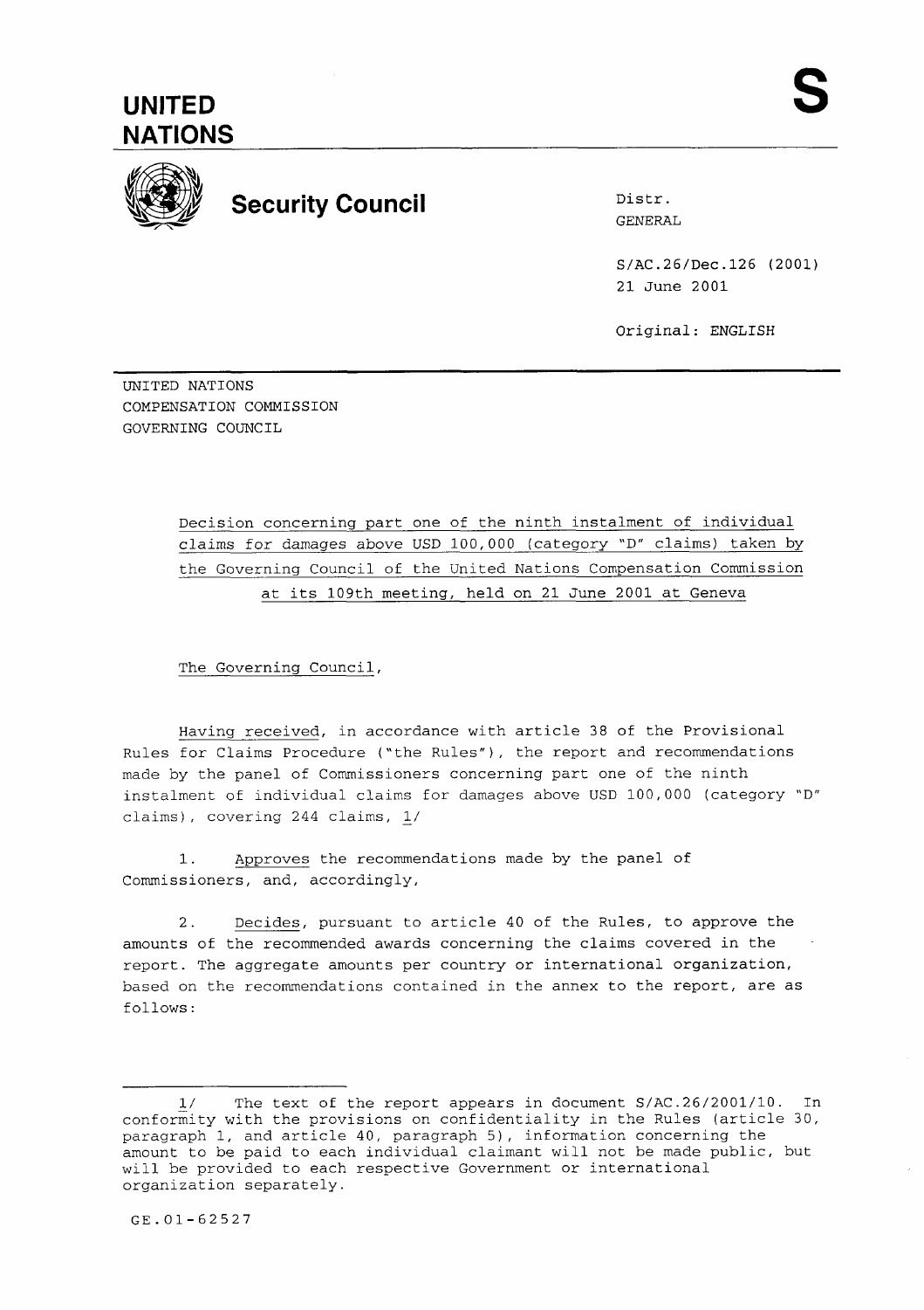# UNITED NATIONS

**S**

## Security Council

Distr.
GENERAL

S/AC.26/Dec.126 (2001)
21 June 2001

Original: ENGLISH

UNITED NATIONS
COMPENSATION COMMISSION
GOVERNING COUNCIL

Decision concerning part one of the ninth instalment of individual claims for damages above USD 100,000 (category "D" claims) taken by the Governing Council of the United Nations Compensation Commission at its 109th meeting, held on 21 June 2001 at Geneva

The Governing Council,

Having received, in accordance with article 38 of the Provisional Rules for Claims Procedure ("the Rules"), the report and recommendations made by the panel of Commissioners concerning part one of the ninth instalment of individual claims for damages above USD 100,000 (category "D" claims), covering 244 claims, 1/

1. Approves the recommendations made by the panel of Commissioners, and, accordingly,

2. Decides, pursuant to article 40 of the Rules, to approve the amounts of the recommended awards concerning the claims covered in the report. The aggregate amounts per country or international organization, based on the recommendations contained in the annex to the report, are as follows:

---

1/ The text of the report appears in document S/AC.26/2001/10. In conformity with the provisions on confidentiality in the Rules (article 30, paragraph 1, and article 40, paragraph 5), information concerning the amount to be paid to each individual claimant will not be made public, but will be provided to each respective Government or international organization separately.

GE.01-62527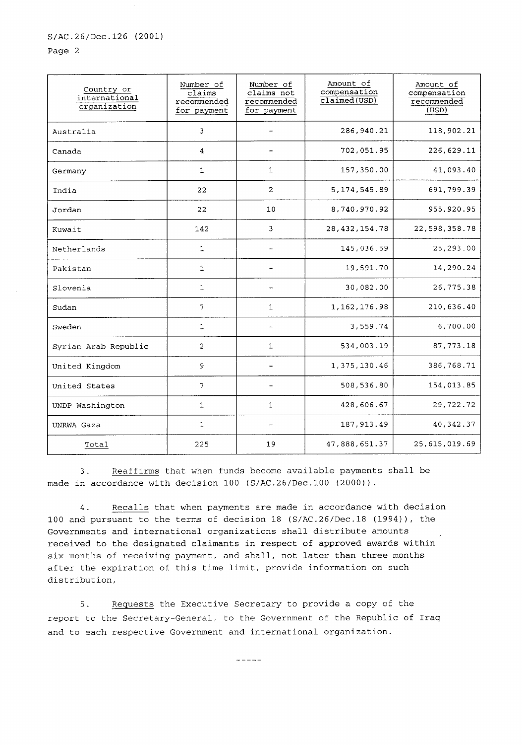| Country or international organization | Number of claims recommended for payment | Number of claims not recommended for payment | Amount of compensation claimed(USD) | Amount of compensation recommended (USD) |
|---|---|---|---|---|
| Australia | 3 | - | 286,940.21 | 118,902.21 |
| Canada | 4 | - | 702,051.95 | 226,629.11 |
| Germany | 1 | 1 | 157,350.00 | 41,093.40 |
| India | 22 | 2 | 5,174,545.89 | 691,799.39 |
| Jordan | 22 | 10 | 8,740,970.92 | 955,920.95 |
| Kuwait | 142 | 3 | 28,432,154.78 | 22,598,358.78 |
| Netherlands | 1 | - | 145,036.59 | 25,293.00 |
| Pakistan | 1 | - | 19,591.70 | 14,290.24 |
| Slovenia | 1 | - | 30,082.00 | 26,775.38 |
| Sudan | 7 | 1 | 1,162,176.98 | 210,636.40 |
| Sweden | 1 | - | 3,559.74 | 6,700.00 |
| Syrian Arab Republic | 2 | 1 | 534,003.19 | 87,773.18 |
| United Kingdom | 9 | - | 1,375,130.46 | 386,768.71 |
| United States | 7 | - | 508,536.80 | 154,013.85 |
| UNDP Washington | 1 | 1 | 428,606.67 | 29,722.72 |
| UNRWA Gaza | 1 | - | 187,913.49 | 40,342.37 |
| Total | 225 | 19 | 47,888,651.37 | 25,615,019.69 |

3. Reaffirms that when funds become available payments shall be made in accordance with decision 100 (S/AC.26/Dec.100 (2000)),

4. Recalls that when payments are made in accordance with decision 100 and pursuant to the terms of decision 18 (S/AC.26/Dec.18 (1994)), the Governments and international organizations shall distribute amounts received to the designated claimants in respect of approved awards within six months of receiving payment, and shall, not later than three months after the expiration of this time limit, provide information on such distribution,

5. Requests the Executive Secretary to provide a copy of the report to the Secretary-General, to the Government of the Republic of Iraq and to each respective Government and international organization.

-----